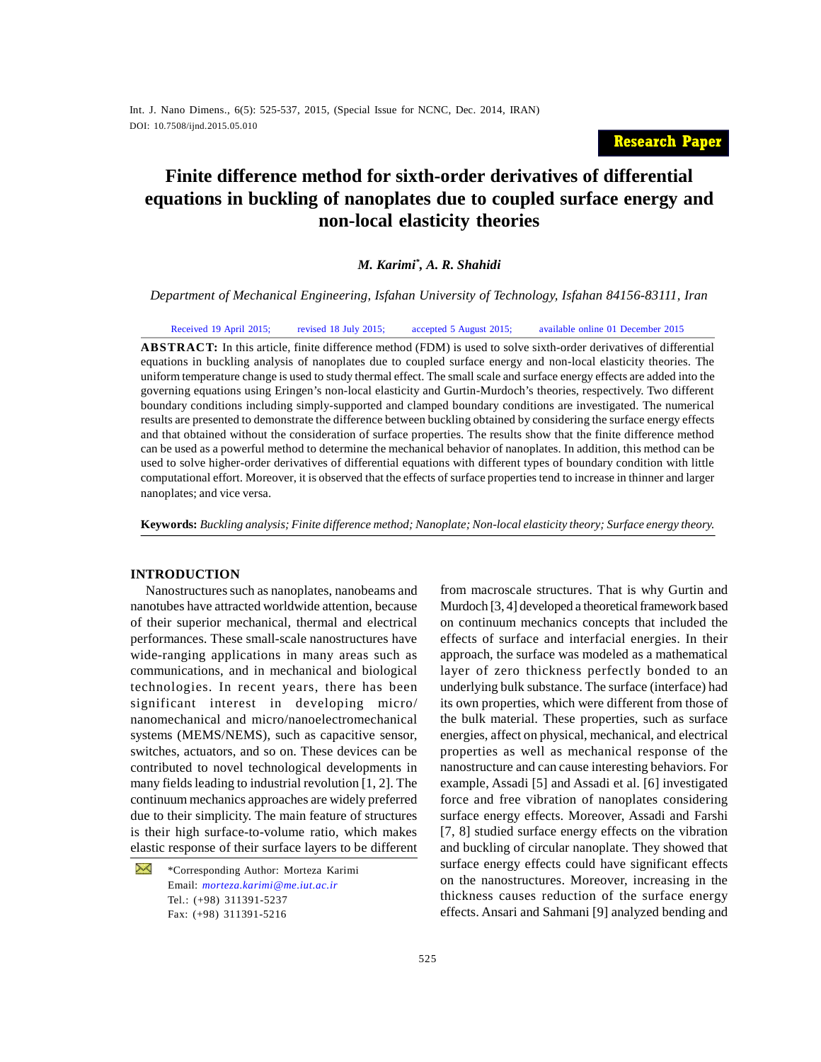Research Paper

# Finite difference method for sixth-order derivatives of differential equations in buckling of nanoplates due to coupled surface energy and non-local elasticity theories

***M. Karimi*[*], A. R. Shahidi***

*Department of Mechanical Engineering, Isfahan University of Technology, Isfahan 84156-83111, Iran*

Received 19 April 2015; revised 18 July 2015; accepted 5 August 2015; available online 01 December 2015

**ABSTRACT:** In this article, finite difference method (FDM) is used to solve sixth-order derivatives of differential equations in buckling analysis of nanoplates due to coupled surface energy and non-local elasticity theories. The uniform temperature change is used to study thermal effect. The small scale and surface energy effects are added into the governing equations using Eringen's non-local elasticity and Gurtin-Murdoch's theories, respectively. Two different boundary conditions including simply-supported and clamped boundary conditions are investigated. The numerical results are presented to demonstrate the difference between buckling obtained by considering the surface energy effects and that obtained without the consideration of surface properties. The results show that the finite difference method can be used as a powerful method to determine the mechanical behavior of nanoplates. In addition, this method can be used to solve higher-order derivatives of differential equations with different types of boundary condition with little computational effort. Moreover, it is observed that the effects of surface properties tend to increase in thinner and larger nanoplates; and vice versa.

**Keywords:** *Buckling analysis; Finite difference method; Nanoplate; Non-local elasticity theory; Surface energy theory.*

## INTRODUCTION

Nanostructures such as nanoplates, nanobeams and nanotubes have attracted worldwide attention, because of their superior mechanical, thermal and electrical performances. These small-scale nanostructures have wide-ranging applications in many areas such as communications, and in mechanical and biological technologies. In recent years, there has been significant interest in developing micro/nanomechanical and micro/nanoelectromechanical systems (MEMS/NEMS), such as capacitive sensor, switches, actuators, and so on. These devices can be contributed to novel technological developments in many fields leading to industrial revolution [1, 2]. The continuum mechanics approaches are widely preferred due to their simplicity. The main feature of structures is their high surface-to-volume ratio, which makes elastic response of their surface layers to be different from macroscale structures. That is why Gurtin and Murdoch [3, 4] developed a theoretical framework based on continuum mechanics concepts that included the effects of surface and interfacial energies. In their approach, the surface was modeled as a mathematical layer of zero thickness perfectly bonded to an underlying bulk substance. The surface (interface) had its own properties, which were different from those of the bulk material. These properties, such as surface energies, affect on physical, mechanical, and electrical properties as well as mechanical response of the nanostructure and can cause interesting behaviors. For example, Assadi [5] and Assadi et al. [6] investigated force and free vibration of nanoplates considering surface energy effects. Moreover, Assadi and Farshi [7, 8] studied surface energy effects on the vibration and buckling of circular nanoplate. They showed that surface energy effects could have significant effects on the nanostructures. Moreover, increasing in the thickness causes reduction of the surface energy effects. Ansari and Sahmani [9] analyzed bending and

*Corresponding Author: Morteza Karimi
Email: *morteza.karimi@me.iut.ac.ir*
Tel.: (+98) 311391-5237
Fax: (+98) 311391-5216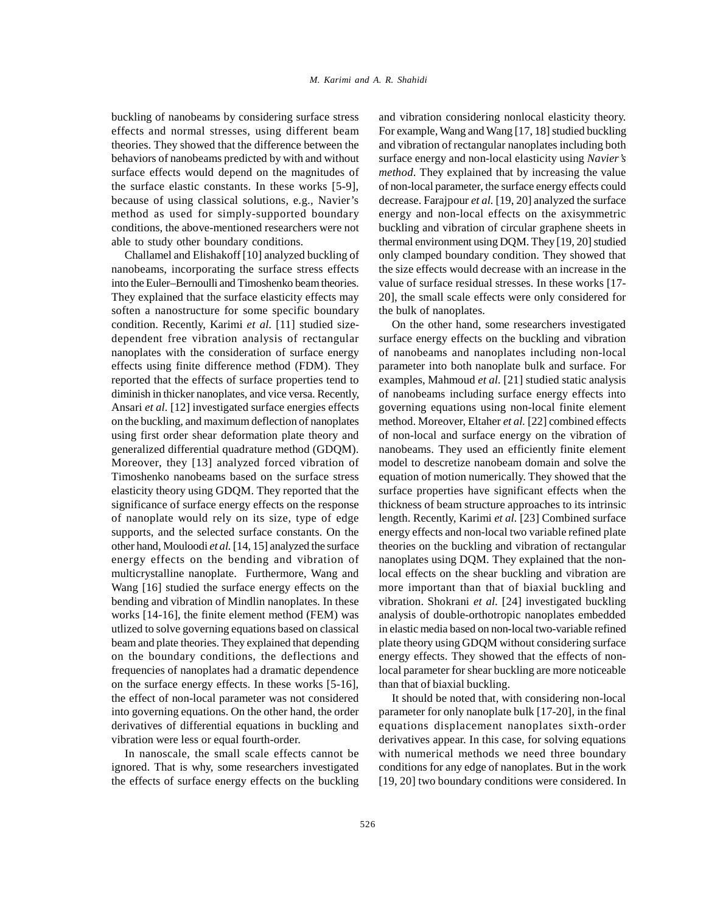buckling of nanobeams by considering surface stress effects and normal stresses, using different beam theories. They showed that the difference between the behaviors of nanobeams predicted by with and without surface effects would depend on the magnitudes of the surface elastic constants. In these works [5-9], because of using classical solutions, e.g., Navier's method as used for simply-supported boundary conditions, the above-mentioned researchers were not able to study other boundary conditions.

Challamel and Elishakoff [10] analyzed buckling of nanobeams, incorporating the surface stress effects into the Euler–Bernoulli and Timoshenko beam theories. They explained that the surface elasticity effects may soften a nanostructure for some specific boundary condition. Recently, Karimi *et al.* [11] studied size-dependent free vibration analysis of rectangular nanoplates with the consideration of surface energy effects using finite difference method (FDM). They reported that the effects of surface properties tend to diminish in thicker nanoplates, and vice versa. Recently, Ansari *et al.* [12] investigated surface energies effects on the buckling, and maximum deflection of nanoplates using first order shear deformation plate theory and generalized differential quadrature method (GDQM). Moreover, they [13] analyzed forced vibration of Timoshenko nanobeams based on the surface stress elasticity theory using GDQM. They reported that the significance of surface energy effects on the response of nanoplate would rely on its size, type of edge supports, and the selected surface constants. On the other hand, Mouloodi *et al.* [14, 15] analyzed the surface energy effects on the bending and vibration of multicrystalline nanoplate. Furthermore, Wang and Wang [16] studied the surface energy effects on the bending and vibration of Mindlin nanoplates. In these works [14-16], the finite element method (FEM) was utlized to solve governing equations based on classical beam and plate theories. They explained that depending on the boundary conditions, the deflections and frequencies of nanoplates had a dramatic dependence on the surface energy effects. In these works [5-16], the effect of non-local parameter was not considered into governing equations. On the other hand, the order derivatives of differential equations in buckling and vibration were less or equal fourth-order.

In nanoscale, the small scale effects cannot be ignored. That is why, some researchers investigated the effects of surface energy effects on the buckling and vibration considering nonlocal elasticity theory. For example, Wang and Wang [17, 18] studied buckling and vibration of rectangular nanoplates including both surface energy and non-local elasticity using *Navier's method*. They explained that by increasing the value of non-local parameter, the surface energy effects could decrease. Farajpour *et al.* [19, 20] analyzed the surface energy and non-local effects on the axisymmetric buckling and vibration of circular graphene sheets in thermal environment using DQM. They [19, 20] studied only clamped boundary condition. They showed that the size effects would decrease with an increase in the value of surface residual stresses. In these works [17-20], the small scale effects were only considered for the bulk of nanoplates.

On the other hand, some researchers investigated surface energy effects on the buckling and vibration of nanobeams and nanoplates including non-local parameter into both nanoplate bulk and surface. For examples, Mahmoud *et al.* [21] studied static analysis of nanobeams including surface energy effects into governing equations using non-local finite element method. Moreover, Eltaher *et al.* [22] combined effects of non-local and surface energy on the vibration of nanobeams. They used an efficiently finite element model to descretize nanobeam domain and solve the equation of motion numerically. They showed that the surface properties have significant effects when the thickness of beam structure approaches to its intrinsic length. Recently, Karimi *et al.* [23] Combined surface energy effects and non-local two variable refined plate theories on the buckling and vibration of rectangular nanoplates using DQM. They explained that the non-local effects on the shear buckling and vibration are more important than that of biaxial buckling and vibration. Shokrani *et al.* [24] investigated buckling analysis of double-orthotropic nanoplates embedded in elastic media based on non-local two-variable refined plate theory using GDQM without considering surface energy effects. They showed that the effects of non-local parameter for shear buckling are more noticeable than that of biaxial buckling.

It should be noted that, with considering non-local parameter for only nanoplate bulk [17-20], in the final equations displacement nanoplates sixth-order derivatives appear. In this case, for solving equations with numerical methods we need three boundary conditions for any edge of nanoplates. But in the work [19, 20] two boundary conditions were considered. In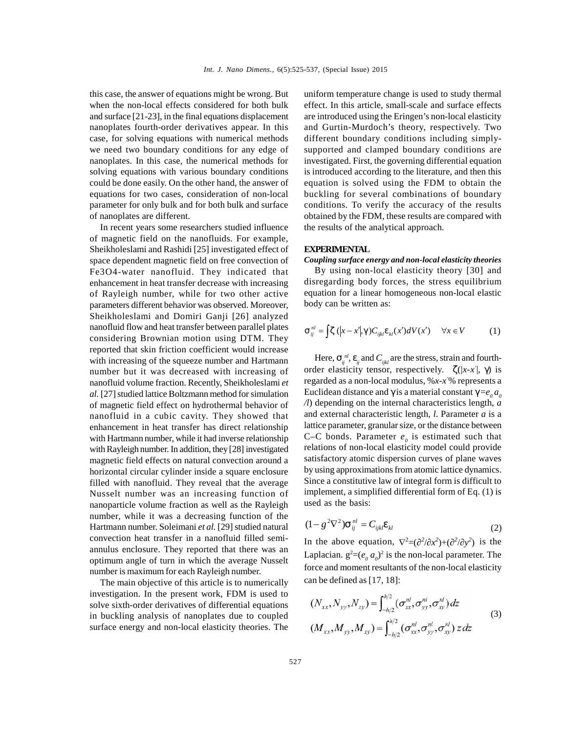this case, the answer of equations might be wrong. But when the non-local effects considered for both bulk and surface [21-23], in the final equations displacement nanoplates fourth-order derivatives appear. In this case, for solving equations with numerical methods we need two boundary conditions for any edge of nanoplates. In this case, the numerical methods for solving equations with various boundary conditions could be done easily. On the other hand, the answer of equations for two cases, consideration of non-local parameter for only bulk and for both bulk and surface of nanoplates are different.

In recent years some researchers studied influence of magnetic field on the nanofluids. For example, Sheikholeslami and Rashidi [25] investigated effect of space dependent magnetic field on free convection of Fe3O4-water nanofluid. They indicated that enhancement in heat transfer decrease with increasing of Rayleigh number, while for two other active parameters different behavior was observed. Moreover, Sheikholeslami and Domiri Ganji [26] analyzed nanofluid flow and heat transfer between parallel plates considering Brownian motion using DTM. They reported that skin friction coefficient would increase with increasing of the squeeze number and Hartmann number but it was decreased with increasing of nanofluid volume fraction. Recently, Sheikholeslami *et al.* [27] studied lattice Boltzmann method for simulation of magnetic field effect on hydrothermal behavior of nanofluid in a cubic cavity. They showed that enhancement in heat transfer has direct relationship with Hartmann number, while it had inverse relationship with Rayleigh number. In addition, they [28] investigated magnetic field effects on natural convection around a horizontal circular cylinder inside a square enclosure filled with nanofluid. They reveal that the average Nusselt number was an increasing function of nanoparticle volume fraction as well as the Rayleigh number, while it was a decreasing function of the Hartmann number. Soleimani *et al.* [29] studied natural convection heat transfer in a nanofluid filled semi-annulus enclosure. They reported that there was an optimum angle of turn in which the average Nusselt number is maximum for each Rayleigh number.

The main objective of this article is to numerically investigation. In the present work, FDM is used to solve sixth-order derivatives of differential equations in buckling analysis of nanoplates due to coupled surface energy and non-local elasticity theories. The uniform temperature change is used to study thermal effect. In this article, small-scale and surface effects are introduced using the Eringen's non-local elasticity and Gurtin-Murdoch's theory, respectively. Two different boundary conditions including simply-supported and clamped boundary conditions are investigated. First, the governing differential equation is introduced according to the literature, and then this equation is solved using the FDM to obtain the buckling for several combinations of boundary conditions. To verify the accuracy of the results obtained by the FDM, these results are compared with the results of the analytical approach.

## EXPERIMENTAL

### *Coupling surface energy and non-local elasticity theories*

By using non-local elasticity theory [30] and disregarding body forces, the stress equilibrium equation for a linear homogeneous non-local elastic body can be written as:

$$\sigma_{ij}^{nl} = \int \zeta\,(|x - x'|, \gamma) C_{ijkl} \varepsilon_{kl}(x') dV(x') \quad \forall x \in V \tag{1}$$

Here, $\sigma_{ij}^{nl}$, $\varepsilon_{ij}$ and $C_{ijkl}$ are the stress, strain and fourth-order elasticity tensor, respectively. $\zeta(|x\text{-}x'|, \gamma)$ is regarded as a non-local modulus, $|x\text{-}x'|$ represents a Euclidean distance and $\gamma$ is a material constant $\gamma = e_0 a_0 / l$) depending on the internal characteristics length, *a* and external characteristic length, *l*. Parameter *a* is a lattice parameter, granular size, or the distance between C–C bonds. Parameter $e_0$ is estimated such that relations of non-local elasticity model could provide satisfactory atomic dispersion curves of plane waves by using approximations from atomic lattice dynamics. Since a constitutive law of integral form is difficult to implement, a simplified differential form of Eq. (1) is used as the basis:

$$(1 - g^2 \nabla^2) \sigma_{ij}^{nl} = C_{ijkl} \varepsilon_{kl} \tag{2}$$

In the above equation, $\nabla^2 = (\partial^2/\partial x^2) + (\partial^2/\partial y^2)$ is the Laplacian. $g^2 = (e_0 a_0)^2$ is the non-local parameter. The force and moment resultants of the non-local elasticity can be defined as [17, 18]:

$$\begin{aligned}
(N_{xx}, N_{yy}, N_{xy}) &= \int_{-h/2}^{h/2} (\sigma_{xx}^{nl}, \sigma_{yy}^{nl}, \sigma_{xy}^{nl})\, dz \\
(M_{xx}, M_{yy}, M_{xy}) &= \int_{-h/2}^{h/2} (\sigma_{xx}^{nl}, \sigma_{yy}^{nl}, \sigma_{xy}^{nl})\, z\, dz
\end{aligned} \tag{3}$$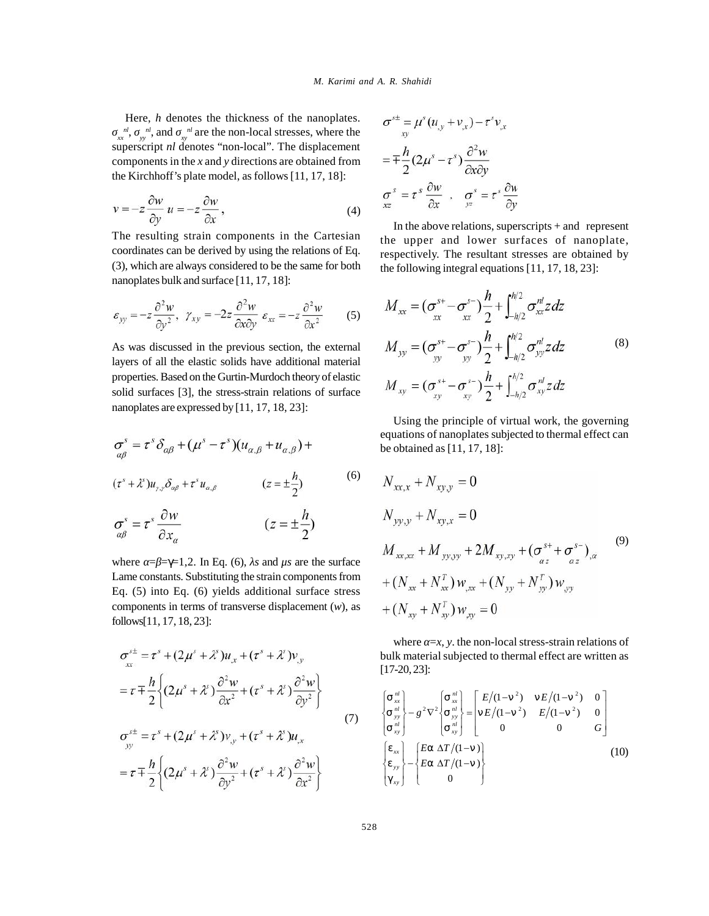Here, $h$ denotes the thickness of the nanoplates. $\sigma_{xx}^{nl}$, $\sigma_{yy}^{nl}$, and $\sigma_{xy}^{nl}$ are the non-local stresses, where the superscript *nl* denotes "non-local". The displacement components in the *x* and *y* directions are obtained from the Kirchhoff's plate model, as follows [11, 17, 18]:

$$v = -z\frac{\partial w}{\partial y}\; u = -z\frac{\partial w}{\partial x}, \tag{4}$$

The resulting strain components in the Cartesian coordinates can be derived by using the relations of Eq. (3), which are always considered to be the same for both nanoplates bulk and surface [11, 17, 18]:

$$\varepsilon_{yy} = -z\frac{\partial^2 w}{\partial y^2},\;\; \gamma_{xy} = -2z\frac{\partial^2 w}{\partial x \partial y}\;\; \varepsilon_{xx} = -z\frac{\partial^2 w}{\partial x^2} \tag{5}$$

As was discussed in the previous section, the external layers of all the elastic solids have additional material properties. Based on the Gurtin-Murdoch theory of elastic solid surfaces [3], the stress-strain relations of surface nanoplates are expressed by [11, 17, 18, 23]:

$$\begin{aligned}
&\sigma_{\alpha\beta}^{s} = \tau^s \delta_{\alpha\beta} + (\mu^s - \tau^s)(u_{\alpha,\beta} + u_{\alpha,\beta}) + \\
&(\tau^s + \lambda^s) u_{\gamma,\gamma}\delta_{\alpha\beta} + \tau^s u_{\alpha,\beta} \qquad (z = \pm\frac{h}{2}) \\
&\sigma_{\alpha\beta}^{s} = \tau^s \frac{\partial w}{\partial x_\alpha} \qquad (z = \pm\frac{h}{2})
\end{aligned} \tag{6}$$

where $\alpha=\beta=\gamma=1,2$. In Eq. (6), $\lambda s$ and $\mu s$ are the surface Lame constants. Substituting the strain components from Eq. (5) into Eq. (6) yields additional surface stress components in terms of transverse displacement ($w$), as follows[11, 17, 18, 23]:

$$\begin{aligned}
&\sigma_{xx}^{s\pm} = \tau^s + (2\mu^s + \lambda^s)u_{,x} + (\tau^s + \lambda^s)v_{,y} \\
&= \tau \mp \frac{h}{2}\left\{(2\mu^s + \lambda^s)\frac{\partial^2 w}{\partial x^2} + (\tau^s + \lambda^s)\frac{\partial^2 w}{\partial y^2}\right\} \\
&\sigma_{yy}^{s\pm} = \tau^s + (2\mu^s + \lambda^s)v_{,y} + (\tau^s + \lambda^s)u_{,x} \\
&= \tau \mp \frac{h}{2}\left\{(2\mu^s + \lambda^s)\frac{\partial^2 w}{\partial y^2} + (\tau^s + \lambda^s)\frac{\partial^2 w}{\partial x^2}\right\} \\
&\sigma_{xy}^{s\pm} = \mu^s(u_{,y} + v_{,x}) - \tau^s v_{,x} \\
&= \mp \frac{h}{2}(2\mu^s - \tau^s)\frac{\partial^2 w}{\partial x \partial y} \\
&\sigma_{xz}^{s} = \tau^s \frac{\partial w}{\partial x}\;,\quad \sigma_{yz}^{s} = \tau^s \frac{\partial w}{\partial y}
\end{aligned} \tag{7}$$

In the above relations, superscripts + and represent the upper and lower surfaces of nanoplate, respectively. The resultant stresses are obtained by the following integral equations [11, 17, 18, 23]:

$$\begin{aligned}
M_{xx} &= (\sigma_{xx}^{s+} - \sigma_{xx}^{s-})\frac{h}{2} + \int_{-h/2}^{h/2} \sigma_{xx}^{nl} z\, dz \\
M_{yy} &= (\sigma_{yy}^{s+} - \sigma_{yy}^{s-})\frac{h}{2} + \int_{-h/2}^{h/2} \sigma_{yy}^{nl} z\, dz \\
M_{xy} &= (\sigma_{xy}^{s+} - \sigma_{xy}^{s-})\frac{h}{2} + \int_{-h/2}^{h/2} \sigma_{xy}^{nl} z\, dz
\end{aligned} \tag{8}$$

Using the principle of virtual work, the governing equations of nanoplates subjected to thermal effect can be obtained as [11, 17, 18]:

$$\begin{aligned}
&N_{xx,x} + N_{xy,y} = 0 \\
&N_{yy,y} + N_{xy,x} = 0 \\
&M_{xx,xx} + M_{yy,yy} + 2M_{xy,xy} + (\sigma_{\alpha z}^{s+} + \sigma_{\alpha z}^{s-})_{,\alpha} \\
&+ (N_{xx} + N_{xx}^{T})w_{,xx} + (N_{yy} + N_{yy}^{T})w_{,yy} \\
&+ (N_{xy} + N_{xy}^{T})w_{,xy} = 0
\end{aligned} \tag{9}$$

where $\alpha=x, y$. the non-local stress-strain relations of bulk material subjected to thermal effect are written as [17-20, 23]:

$$\begin{Bmatrix} \sigma_{xx}^{nl} \\ \sigma_{yy}^{nl} \\ \sigma_{xy}^{nl} \end{Bmatrix} - g^2\nabla^2 \begin{Bmatrix} \sigma_{xx}^{nl} \\ \sigma_{yy}^{nl} \\ \sigma_{xy}^{nl} \end{Bmatrix} = \begin{bmatrix} E/(1-\nu^2) & \nu E/(1-\nu^2) & 0 \\ \nu E/(1-\nu^2) & E/(1-\nu^2) & 0 \\ 0 & 0 & G \end{bmatrix}$$

$$\begin{Bmatrix} \varepsilon_{xx} \\ \varepsilon_{yy} \\ \gamma_{xy} \end{Bmatrix} - \begin{Bmatrix} E\alpha\,\Delta T/(1-\nu) \\ E\alpha\,\Delta T/(1-\nu) \\ 0 \end{Bmatrix} \tag{10}$$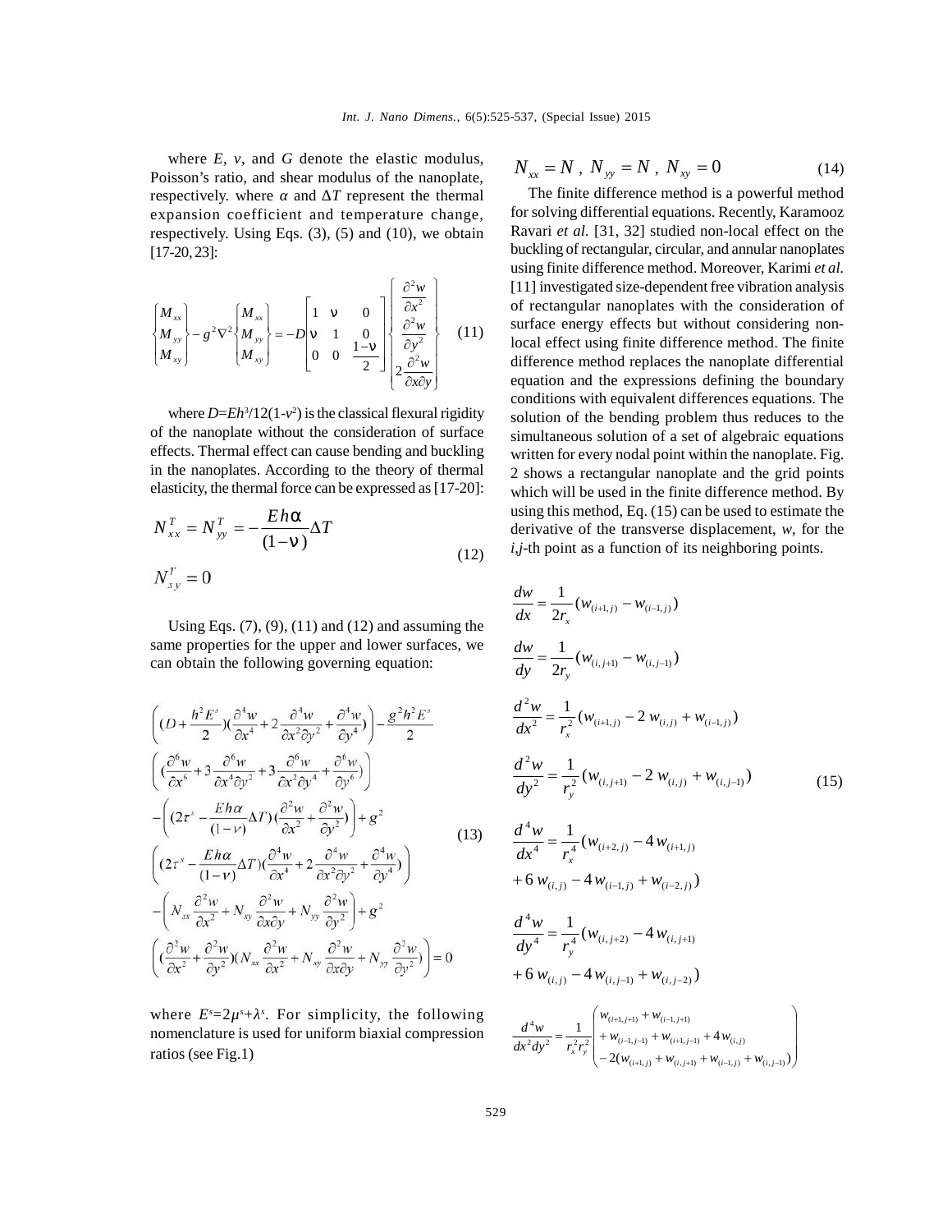where $E$, $\nu$, and $G$ denote the elastic modulus, Poisson's ratio, and shear modulus of the nanoplate, respectively. where $\alpha$ and $\Delta T$ represent the thermal expansion coefficient and temperature change, respectively. Using Eqs. (3), (5) and (10), we obtain [17-20, 23]:

$$\begin{Bmatrix} M_{xx} \\ M_{yy} \\ M_{xy} \end{Bmatrix} - g^2 \nabla^2 \begin{Bmatrix} M_{xx} \\ M_{yy} \\ M_{xy} \end{Bmatrix} = -D \begin{bmatrix} 1 & \nu & 0 \\ \nu & 1 & 0 \\ 0 & 0 & \frac{1-\nu}{2} \end{bmatrix} \begin{Bmatrix} \frac{\partial^2 w}{\partial x^2} \\ \frac{\partial^2 w}{\partial y^2} \\ 2\frac{\partial^2 w}{\partial x \partial y} \end{Bmatrix} \tag{11}$$

where $D=Eh^3/12(1-\nu^2)$ is the classical flexural rigidity of the nanoplate without the consideration of surface effects. Thermal effect can cause bending and buckling in the nanoplates. According to the theory of thermal elasticity, the thermal force can be expressed as [17-20]:

$$N_{xx}^T = N_{yy}^T = -\frac{Eh\alpha}{(1-\nu)}\Delta T$$
$$N_{xy}^T = 0 \tag{12}$$

Using Eqs. (7), (9), (11) and (12) and assuming the same properties for the upper and lower surfaces, we can obtain the following governing equation:

$$\begin{aligned}
&\left( (D + \frac{h^2 E^s}{2})(\frac{\partial^4 w}{\partial x^4} + 2\frac{\partial^4 w}{\partial x^2 \partial y^2} + \frac{\partial^4 w}{\partial y^4}) \right) - \frac{g^2 h^2 E^s}{2} \\
&\left( (\frac{\partial^6 w}{\partial x^6} + 3\frac{\partial^6 w}{\partial x^4 \partial y^2} + 3\frac{\partial^6 w}{\partial x^2 \partial y^4} + \frac{\partial^6 w}{\partial y^6}) \right) \\
&- \left( (2\tau^s - \frac{Eh\alpha}{(1-\nu)}\Delta T)(\frac{\partial^2 w}{\partial x^2} + \frac{\partial^2 w}{\partial y^2}) \right) + g^2 \\
&\left( (2\tau^s - \frac{Eh\alpha}{(1-\nu)}\Delta T)(\frac{\partial^4 w}{\partial x^4} + 2\frac{\partial^4 w}{\partial x^2 \partial y^2} + \frac{\partial^4 w}{\partial y^4}) \right) \\
&- \left( N_{xx}\frac{\partial^2 w}{\partial x^2} + N_{xy}\frac{\partial^2 w}{\partial x \partial y} + N_{yy}\frac{\partial^2 w}{\partial y^2} \right) + g^2 \\
&\left( (\frac{\partial^2 w}{\partial x^2} + \frac{\partial^2 w}{\partial y^2})(N_{xx}\frac{\partial^2 w}{\partial x^2} + N_{xy}\frac{\partial^2 w}{\partial x \partial y} + N_{yy}\frac{\partial^2 w}{\partial y^2}) \right) = 0
\end{aligned} \tag{13}$$

where $E^s=2\mu^s+\lambda^s$. For simplicity, the following nomenclature is used for uniform biaxial compression ratios (see Fig.1)

$$N_{xx} = N,\ N_{yy} = N,\ N_{xy} = 0 \tag{14}$$

The finite difference method is a powerful method for solving differential equations. Recently, Karamooz Ravari *et al.* [31, 32] studied non-local effect on the buckling of rectangular, circular, and annular nanoplates using finite difference method. Moreover, Karimi *et al.* [11] investigated size-dependent free vibration analysis of rectangular nanoplates with the consideration of surface energy effects but without considering non-local effect using finite difference method. The finite difference method replaces the nanoplate differential equation and the expressions defining the boundary conditions with equivalent differences equations. The solution of the bending problem thus reduces to the simultaneous solution of a set of algebraic equations written for every nodal point within the nanoplate. Fig. 2 shows a rectangular nanoplate and the grid points which will be used in the finite difference method. By using this method, Eq. (15) can be used to estimate the derivative of the transverse displacement, $w$, for the $i,j$-th point as a function of its neighboring points.

$$\begin{aligned}
&\frac{dw}{dx} = \frac{1}{2r_x}(w_{(i+1,j)} - w_{(i-1,j)}) \\
&\frac{dw}{dy} = \frac{1}{2r_y}(w_{(i,j+1)} - w_{(i,j-1)}) \\
&\frac{d^2 w}{dx^2} = \frac{1}{r_x^2}(w_{(i+1,j)} - 2\,w_{(i,j)} + w_{(i-1,j)}) \\
&\frac{d^2 w}{dy^2} = \frac{1}{r_y^2}(w_{(i,j+1)} - 2\,w_{(i,j)} + w_{(i,j-1)}) \\
&\frac{d^4 w}{dx^4} = \frac{1}{r_x^4}(w_{(i+2,j)} - 4\,w_{(i+1,j)} + 6\,w_{(i,j)} - 4\,w_{(i-1,j)} + w_{(i-2,j)}) \\
&\frac{d^4 w}{dy^4} = \frac{1}{r_y^4}(w_{(i,j+2)} - 4\,w_{(i,j+1)} + 6\,w_{(i,j)} - 4\,w_{(i,j-1)} + w_{(i,j-2)}) \\
&\frac{d^4 w}{dx^2 dy^2} = \frac{1}{r_x^2 r_y^2}\begin{pmatrix} w_{(i+1,j+1)} + w_{(i-1,j+1)} \\ + w_{(i-1,j-1)} + w_{(i+1,j-1)} + 4\,w_{(i,j)} \\ -2(w_{(i+1,j)} + w_{(i,j+1)} + w_{(i-1,j)} + w_{(i,j-1)}) \end{pmatrix}
\end{aligned} \tag{15}$$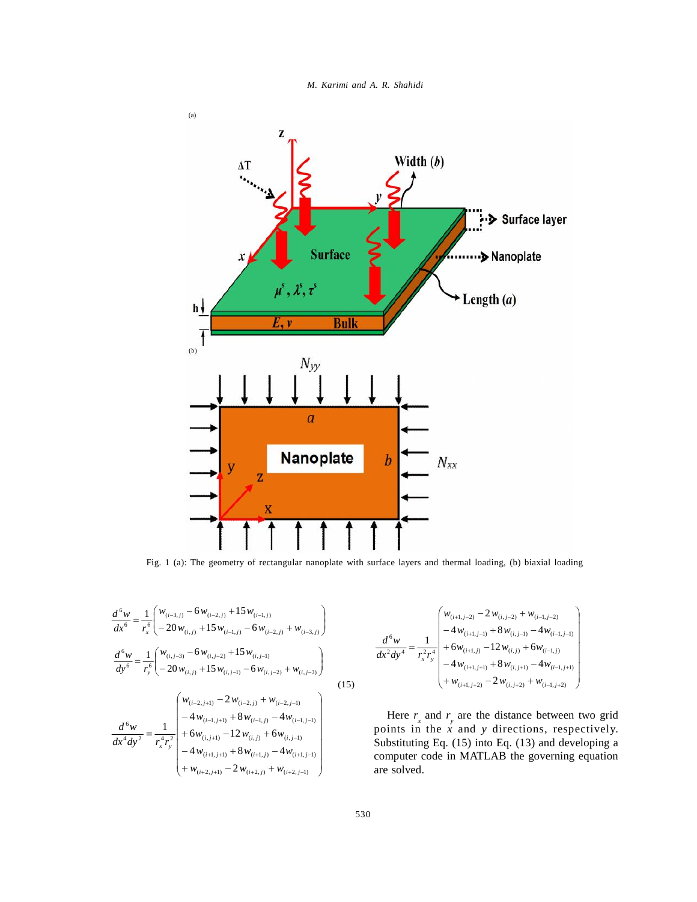Fig. 1 (a): The geometry of rectangular nanoplate with surface layers and thermal loading, (b) biaxial loading

$$\frac{d^6 w}{dx^6} = \frac{1}{r_x^6}\begin{pmatrix} w_{(i-3,j)} - 6w_{(i-2,j)} + 15w_{(i-1,j)} \\ -20w_{(i,j)} + 15w_{(i-1,j)} - 6w_{(i-2,j)} + w_{(i-3,j)} \end{pmatrix}$$

$$\frac{d^6 w}{dy^6} = \frac{1}{r_y^6}\begin{pmatrix} w_{(i,j-3)} - 6w_{(i,j-2)} + 15w_{(i,j-1)} \\ -20w_{(i,j)} + 15w_{(i,j-1)} - 6w_{(i,j-2)} + w_{(i,j-3)} \end{pmatrix} \tag{15}$$

$$\frac{d^6 w}{dx^4 dy^2} = \frac{1}{r_x^4 r_y^2}\begin{pmatrix} w_{(i-2,j+1)} - 2w_{(i-2,j)} + w_{(i-2,j-1)} \\ -4w_{(i-1,j+1)} + 8w_{(i-1,j)} - 4w_{(i-1,j-1)} \\ +6w_{(i,j+1)} - 12w_{(i,j)} + 6w_{(i,j-1)} \\ -4w_{(i+1,j+1)} + 8w_{(i+1,j)} - 4w_{(i+1,j-1)} \\ +w_{(i+2,j+1)} - 2w_{(i+2,j)} + w_{(i+2,j-1)} \end{pmatrix}$$

$$\frac{d^6 w}{dx^2 dy^4} = \frac{1}{r_x^2 r_y^4}\begin{pmatrix} w_{(i+1,j-2)} - 2w_{(i,j-2)} + w_{(i-1,j-2)} \\ -4w_{(i+1,j-1)} + 8w_{(i,j-1)} - 4w_{(i-1,j-1)} \\ +6w_{(i+1,j)} - 12w_{(i,j)} + 6w_{(i-1,j)} \\ -4w_{(i+1,j+1)} + 8w_{(i,j+1)} - 4w_{(i-1,j+1)} \\ +w_{(i+1,j+2)} - 2w_{(i,j+2)} + w_{(i-1,j+2)} \end{pmatrix}$$

Here $r_x$ and $r_y$ are the distance between two grid points in the $x$ and $y$ directions, respectively. Substituting Eq. (15) into Eq. (13) and developing a computer code in MATLAB the governing equation are solved.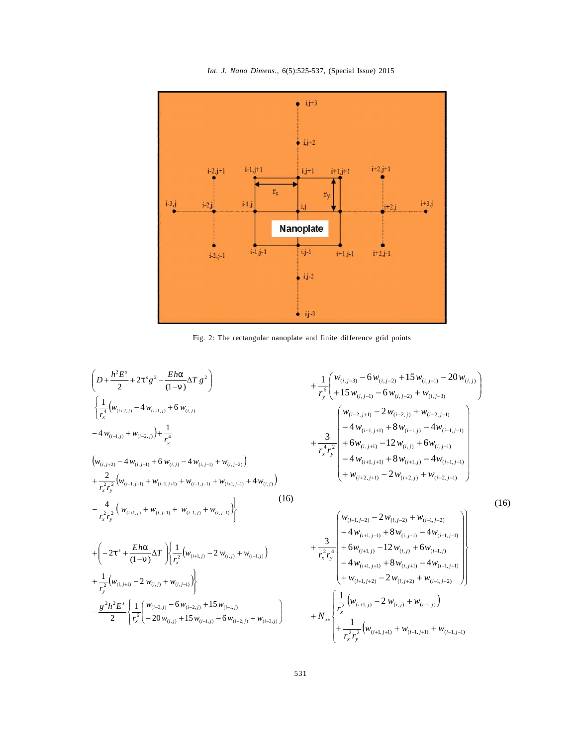Fig. 2: The rectangular nanoplate and finite difference grid points

$$
\begin{aligned}
&\left(D+\frac{h^2E^s}{2}+2\tau^s g^2-\frac{Eh\alpha}{(1-\nu)}\Delta T\, g^2\right)\\
&\left\{\frac{1}{r_x^4}\left(w_{(i+2,j)}-4\,w_{(i+1,j)}+6\,w_{(i,j)}\right.\right.\\
&\left.-4\,w_{(i-1,j)}+w_{(i-2,j)}\right)+\frac{1}{r_y^4}\\
&\left(w_{(i,j+2)}-4\,w_{(i,j+1)}+6\,w_{(i,j)}-4\,w_{(i,j-1)}+w_{(i,j-2)}\right)\\
&+\frac{2}{r_x^2r_y^2}\left(w_{(i+1,j+1)}+w_{(i-1,j+1)}+w_{(i-1,j-1)}+w_{(i+1,j-1)}+4\,w_{(i,j)}\right)\\
&\left.-\frac{4}{r_x^2r_y^2}\left(w_{(i+1,j)}+w_{(i,j+1)}+w_{(i-1,j)}+w_{(i,j-1)}\right)\right\}\\
&+\left(-2\tau^s+\frac{Eh\alpha}{(1-\nu)}\Delta T\right)\left\{\frac{1}{r_x^2}\left(w_{(i+1,j)}-2\,w_{(i,j)}+w_{(i-1,j)}\right)\right.\\
&\left.+\frac{1}{r_y^2}\left(w_{(i,j+1)}-2\,w_{(i,j)}+w_{(i,j-1)}\right)\right\}\\
&-\frac{g^2h^2E^s}{2}\left\{\frac{1}{r_x^6}\begin{pmatrix} w_{(i-3,j)}-6\,w_{(i-2,j)}+15\,w_{(i-1,j)}\\ -20\,w_{(i,j)}+15\,w_{(i-1,j)}-6\,w_{(i-2,j)}+w_{(i-3,j)}\end{pmatrix}\right.\\
&+\frac{1}{r_y^6}\begin{pmatrix} w_{(i,j-3)}-6\,w_{(i,j-2)}+15\,w_{(i,j-1)}-20\,w_{(i,j)}\\ +15\,w_{(i,j-1)}-6\,w_{(i,j-2)}+w_{(i,j-3)}\end{pmatrix}\\
&+\frac{3}{r_x^4r_y^2}\begin{pmatrix} w_{(i-2,j+1)}-2\,w_{(i-2,j)}+w_{(i-2,j-1)}\\ -4\,w_{(i-1,j+1)}+8\,w_{(i-1,j)}-4\,w_{(i-1,j-1)}\\ +6\,w_{(i,j+1)}-12\,w_{(i,j)}+6\,w_{(i,j-1)}\\ -4\,w_{(i+1,j+1)}+8\,w_{(i+1,j)}-4\,w_{(i+1,j-1)}\\ +w_{(i+2,j+1)}-2\,w_{(i+2,j)}+w_{(i+2,j-1)}\end{pmatrix}\\
&\left.+\frac{3}{r_x^2r_y^4}\begin{pmatrix} w_{(i+1,j-2)}-2\,w_{(i,j-2)}+w_{(i-1,j-2)}\\ -4\,w_{(i+1,j-1)}+8\,w_{(i,j-1)}-4\,w_{(i-1,j-1)}\\ +6\,w_{(i+1,j)}-12\,w_{(i,j)}+6\,w_{(i-1,j)}\\ -4\,w_{(i+1,j+1)}+8\,w_{(i,j+1)}-4\,w_{(i-1,j+1)}\\ +w_{(i+1,j+2)}-2\,w_{(i,j+2)}+w_{(i-1,j+2)}\end{pmatrix}\right\}\\
&+N_{xx}\left\{\frac{1}{r_x^2}\left(w_{(i+1,j)}-2\,w_{(i,j)}+w_{(i-1,j)}\right)\right.\\
&\left.+\frac{1}{r_x^2r_y^2}\left(w_{(i+1,j+1)}+w_{(i-1,j+1)}+w_{(i-1,j-1)}\right.\right.
\end{aligned}
\qquad (16)
$$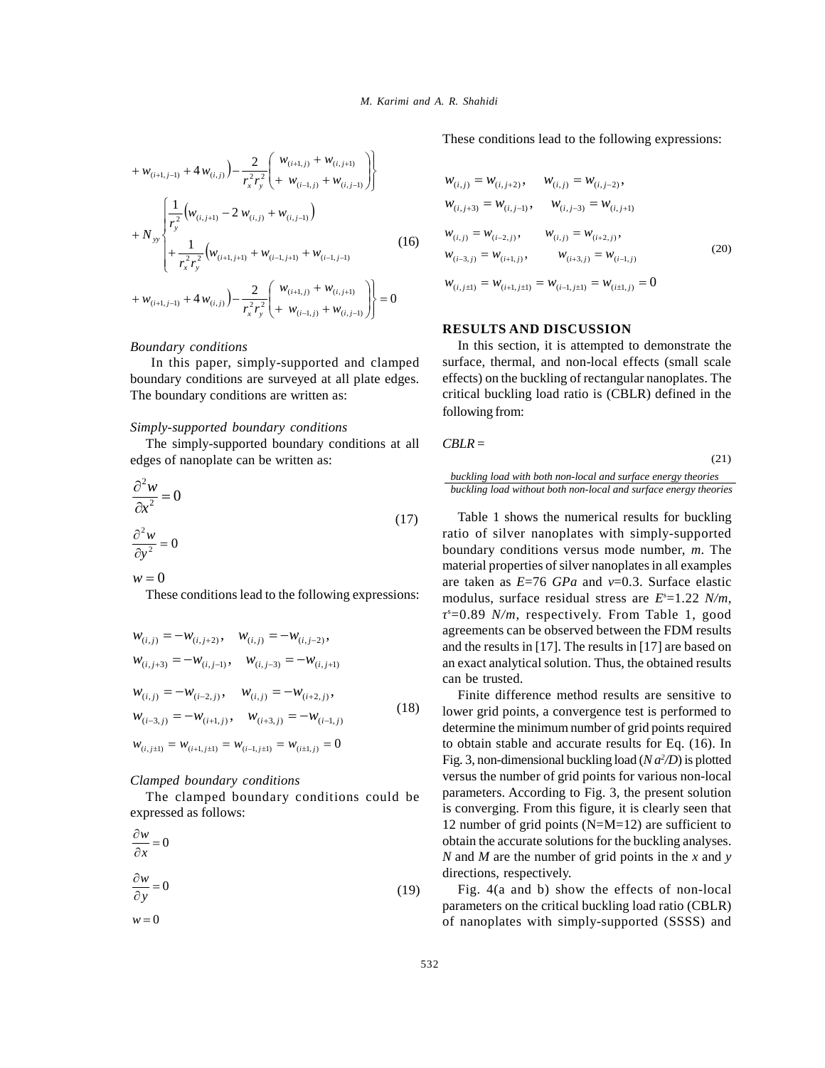$$+ w_{(i+1,j-1)} + 4\,w_{(i,j)}\Big) - \frac{2}{r_x^2 r_y^2}\left(\begin{array}{l} w_{(i+1,j)} + w_{(i,j+1)} \\ + \; w_{(i-1,j)} + w_{(i,j-1)} \end{array}\right)\Bigg\}$$

$$+ N_{yy}\left\{\begin{array}{l} \dfrac{1}{r_y^2}\Big(w_{(i,j+1)} - 2\,w_{(i,j)} + w_{(i,j-1)}\Big) \\ + \dfrac{1}{r_x^2 r_y^2}\Big(w_{(i+1,j+1)} + w_{(i-1,j+1)} + w_{(i-1,j-1)} \end{array}\right. \tag{16}$$

$$+ w_{(i+1,j-1)} + 4\,w_{(i,j)}\Big) - \frac{2}{r_x^2 r_y^2}\left(\begin{array}{l} w_{(i+1,j)} + w_{(i,j+1)} \\ + \; w_{(i-1,j)} + w_{(i,j-1)} \end{array}\right)\Bigg\} = 0$$

*Boundary conditions*

In this paper, simply-supported and clamped boundary conditions are surveyed at all plate edges. The boundary conditions are written as:

*Simply-supported boundary conditions*

The simply-supported boundary conditions at all edges of nanoplate can be written as:

$$\frac{\partial^2 w}{\partial x^2} = 0$$
$$\frac{\partial^2 w}{\partial y^2} = 0 \tag{17}$$
$$w = 0$$

These conditions lead to the following expressions:

$$\begin{array}{ll} w_{(i,j)} = -w_{(i,j+2)}, & w_{(i,j)} = -w_{(i,j-2)}, \\ w_{(i,j+3)} = -w_{(i,j-1)}, & w_{(i,j-3)} = -w_{(i,j+1)} \\ w_{(i,j)} = -w_{(i-2,j)}, & w_{(i,j)} = -w_{(i+2,j)}, \\ w_{(i-3,j)} = -w_{(i+1,j)}, & w_{(i+3,j)} = -w_{(i-1,j)} \\ \multicolumn{2}{l}{w_{(i,j\pm1)} = w_{(i+1,j\pm1)} = w_{(i-1,j\pm1)} = w_{(i\pm1,j)} = 0} \end{array} \tag{18}$$

*Clamped boundary conditions*

The clamped boundary conditions could be expressed as follows:

$$\frac{\partial w}{\partial x} = 0$$
$$\frac{\partial w}{\partial y} = 0 \tag{19}$$
$$w = 0$$

These conditions lead to the following expressions:

$$\begin{array}{ll} w_{(i,j)} = w_{(i,j+2)}, & w_{(i,j)} = w_{(i,j-2)}, \\ w_{(i,j+3)} = w_{(i,j-1)}, & w_{(i,j-3)} = w_{(i,j+1)} \\ w_{(i,j)} = w_{(i-2,j)}, & w_{(i,j)} = w_{(i+2,j)}, \\ w_{(i-3,j)} = w_{(i+1,j)}, & w_{(i+3,j)} = w_{(i-1,j)} \\ \multicolumn{2}{l}{w_{(i,j\pm1)} = w_{(i+1,j\pm1)} = w_{(i-1,j\pm1)} = w_{(i\pm1,j)} = 0} \end{array} \tag{20}$$

## RESULTS AND DISCUSSION

In this section, it is attempted to demonstrate the surface, thermal, and non-local effects (small scale effects) on the buckling of rectangular nanoplates. The critical buckling load ratio is (CBLR) defined in the following from:

$$CBLR = \frac{\text{buckling load with both non-local and surface energy theories}}{\text{buckling load without both non-local and surface energy theories}} \tag{21}$$

Table 1 shows the numerical results for buckling ratio of silver nanoplates with simply-supported boundary conditions versus mode number, *m*. The material properties of silver nanoplates in all examples are taken as $E$=76 *GPa* and $\nu$=0.3. Surface elastic modulus, surface residual stress are $E^s$=1.22 *N/m*, $\tau^s$=0.89 *N/m*, respectively. From Table 1, good agreements can be observed between the FDM results and the results in [17]. The results in [17] are based on an exact analytical solution. Thus, the obtained results can be trusted.

Finite difference method results are sensitive to lower grid points, a convergence test is performed to determine the minimum number of grid points required to obtain stable and accurate results for Eq. (16). In Fig. 3, non-dimensional buckling load ($N a^2/D$) is plotted versus the number of grid points for various non-local parameters. According to Fig. 3, the present solution is converging. From this figure, it is clearly seen that 12 number of grid points (N=M=12) are sufficient to obtain the accurate solutions for the buckling analyses. *N* and *M* are the number of grid points in the *x* and *y* directions, respectively.

Fig. 4(a and b) show the effects of non-local parameters on the critical buckling load ratio (CBLR) of nanoplates with simply-supported (SSSS) and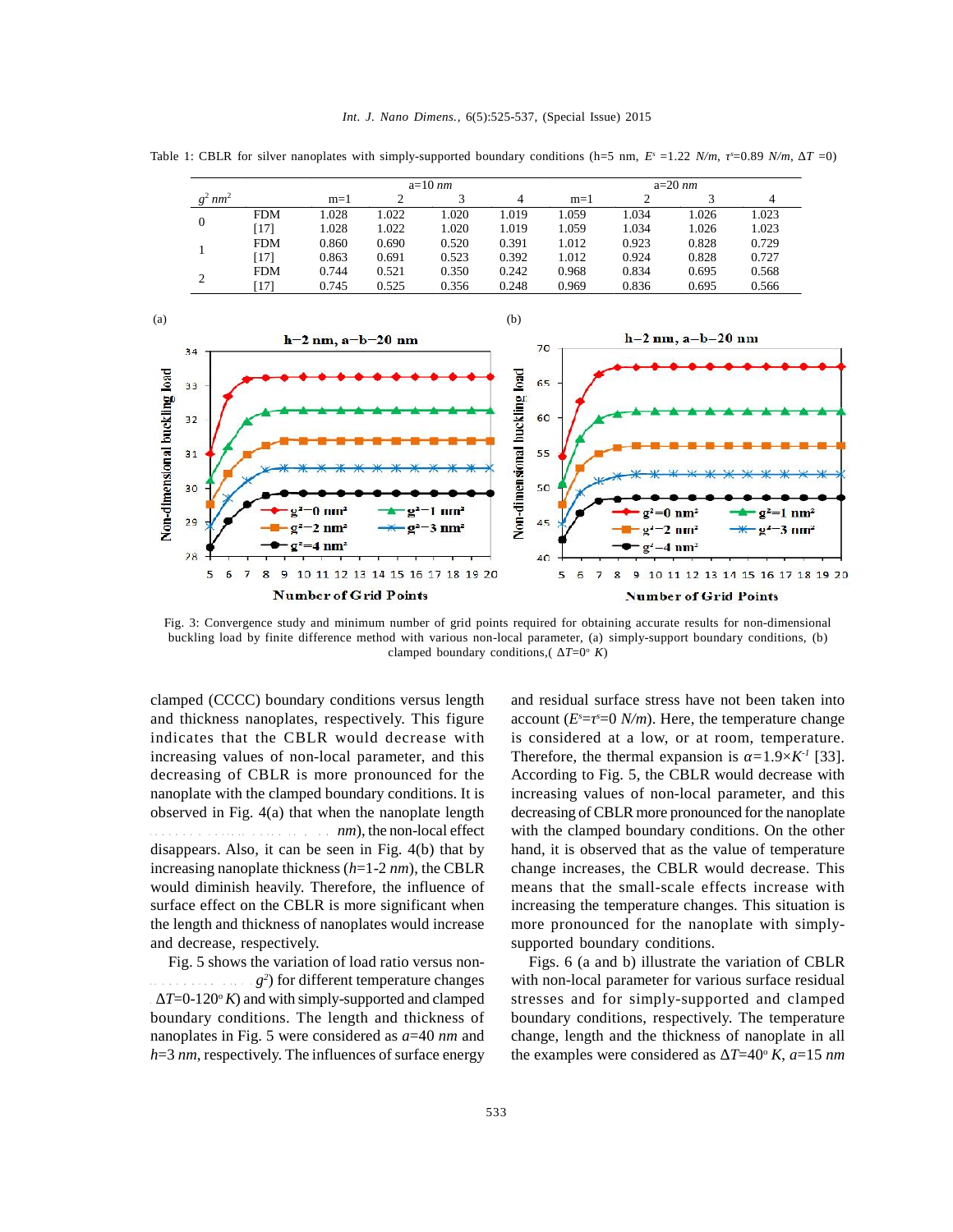Table 1: CBLR for silver nanoplates with simply-supported boundary conditions (h=5 nm, $E^s$ =1.22 *N/m*, $\tau^s$=0.89 *N/m*, $\Delta T$ =0)

| $g^2$ $nm^2$ | | a=10 *nm* | | | | a=20 *nm* | | | |
|---|---|---|---|---|---|---|---|---|---|
| | | m=1 | 2 | 3 | 4 | m=1 | 2 | 3 | 4 |
| 0 | FDM | 1.028 | 1.022 | 1.020 | 1.019 | 1.059 | 1.034 | 1.026 | 1.023 |
| | [17] | 1.028 | 1.022 | 1.020 | 1.019 | 1.059 | 1.034 | 1.026 | 1.023 |
| 1 | FDM | 0.860 | 0.690 | 0.520 | 0.391 | 1.012 | 0.923 | 0.828 | 0.729 |
| | [17] | 0.863 | 0.691 | 0.523 | 0.392 | 1.012 | 0.924 | 0.828 | 0.727 |
| 2 | FDM | 0.744 | 0.521 | 0.350 | 0.242 | 0.968 | 0.834 | 0.695 | 0.568 |
| | [17] | 0.745 | 0.525 | 0.356 | 0.248 | 0.969 | 0.836 | 0.695 | 0.566 |

Fig. 3: Convergence study and minimum number of grid points required for obtaining accurate results for non-dimensional buckling load by finite difference method with various non-local parameter, (a) simply-support boundary conditions, (b) clamped boundary conditions,( $\Delta T$=0° *K*)

clamped (CCCC) boundary conditions versus length and thickness nanoplates, respectively. This figure indicates that the CBLR would decrease with increasing values of non-local parameter, and this decreasing of CBLR is more pronounced for the nanoplate with the clamped boundary conditions. It is observed in Fig. 4(a) that when the nanoplate length ... *nm*), the non-local effect disappears. Also, it can be seen in Fig. 4(b) that by increasing nanoplate thickness ($h$=1-2 *nm*), the CBLR would diminish heavily. Therefore, the influence of surface effect on the CBLR is more significant when the length and thickness of nanoplates would increase and decrease, respectively.

Fig. 5 shows the variation of load ratio versus non-... $g^2$) for different temperature changes $\Delta T$=0-120° *K*) and with simply-supported and clamped boundary conditions. The length and thickness of nanoplates in Fig. 5 were considered as $a$=40 *nm* and $h$=3 *nm*, respectively. The influences of surface energy and residual surface stress have not been taken into account ($E^s$=$\tau^s$=0 *N/m*). Here, the temperature change is considered at a low, or at room, temperature. Therefore, the thermal expansion is $\alpha$=1.9×$K^{-1}$ [33]. According to Fig. 5, the CBLR would decrease with increasing values of non-local parameter, and this decreasing of CBLR more pronounced for the nanoplate with the clamped boundary conditions. On the other hand, it is observed that as the value of temperature change increases, the CBLR would decrease. This means that the small-scale effects increase with increasing the temperature changes. This situation is more pronounced for the nanoplate with simply-supported boundary conditions.

Figs. 6 (a and b) illustrate the variation of CBLR with non-local parameter for various surface residual stresses and for simply-supported and clamped boundary conditions, respectively. The temperature change, length and the thickness of nanoplate in all the examples were considered as $\Delta T$=40° *K*, $a$=15 *nm*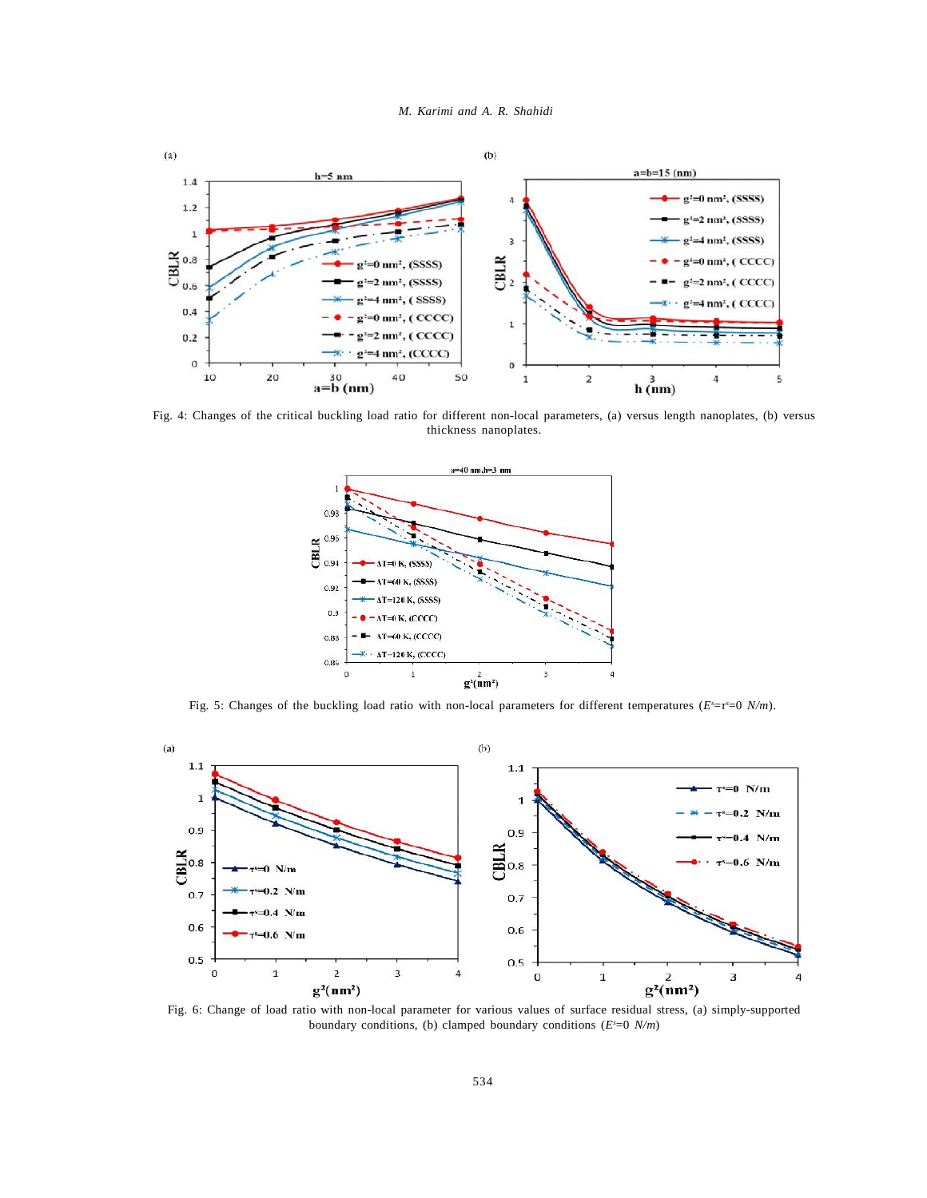Fig. 4: Changes of the critical buckling load ratio for different non-local parameters, (a) versus length nanoplates, (b) versus thickness nanoplates.

Fig. 5: Changes of the buckling load ratio with non-local parameters for different temperatures ($E^s=\tau^s=0$ $N/m$).

Fig. 6: Change of load ratio with non-local parameter for various values of surface residual stress, (a) simply-supported boundary conditions, (b) clamped boundary conditions ($E^s=0$ $N/m$)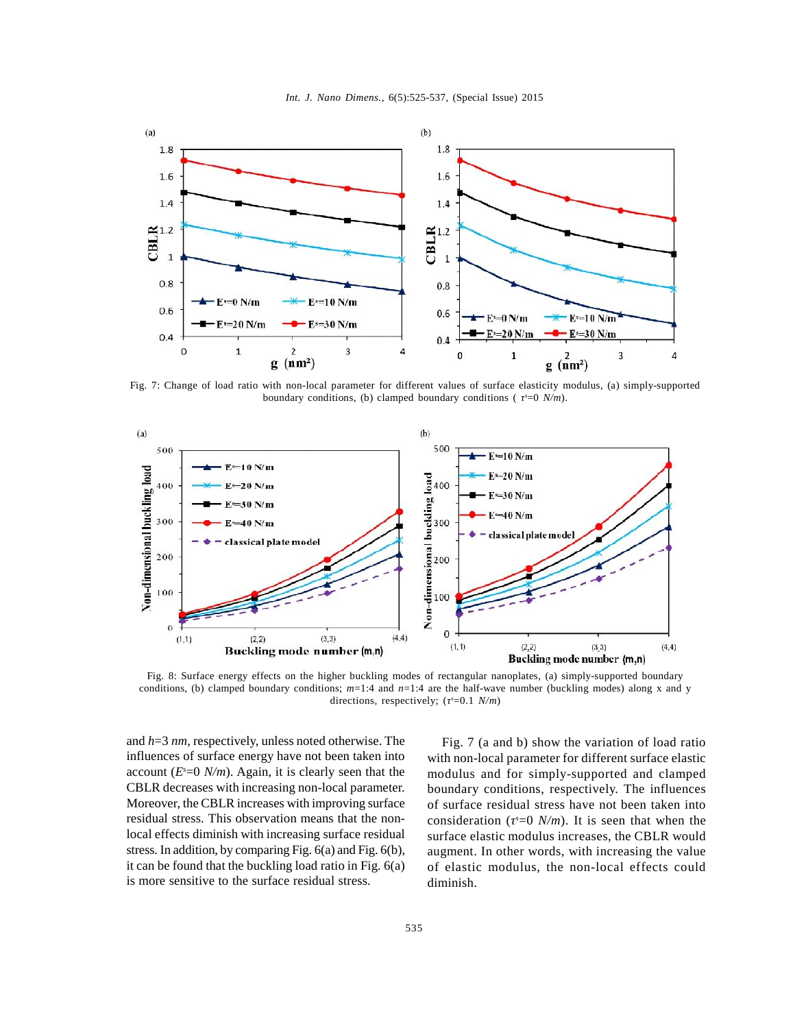Fig. 7: Change of load ratio with non-local parameter for different values of surface elasticity modulus, (a) simply-supported boundary conditions, (b) clamped boundary conditions ( $\tau^s$=0 *N/m*).

Fig. 8: Surface energy effects on the higher buckling modes of rectangular nanoplates, (a) simply-supported boundary conditions, (b) clamped boundary conditions; *m*=1:4 and *n*=1:4 are the half-wave number (buckling modes) along x and y directions, respectively; ($\tau^s$=0.1 *N/m*)

and *h*=3 *nm*, respectively, unless noted otherwise. The influences of surface energy have not been taken into account ($E^s$=0 *N/m*). Again, it is clearly seen that the CBLR decreases with increasing non-local parameter. Moreover, the CBLR increases with improving surface residual stress. This observation means that the non-local effects diminish with increasing surface residual stress. In addition, by comparing Fig. 6(a) and Fig. 6(b), it can be found that the buckling load ratio in Fig. 6(a) is more sensitive to the surface residual stress.

Fig. 7 (a and b) show the variation of load ratio with non-local parameter for different surface elastic modulus and for simply-supported and clamped boundary conditions, respectively. The influences of surface residual stress have not been taken into consideration ($\tau^s$=0 *N/m*). It is seen that when the surface elastic modulus increases, the CBLR would augment. In other words, with increasing the value of elastic modulus, the non-local effects could diminish.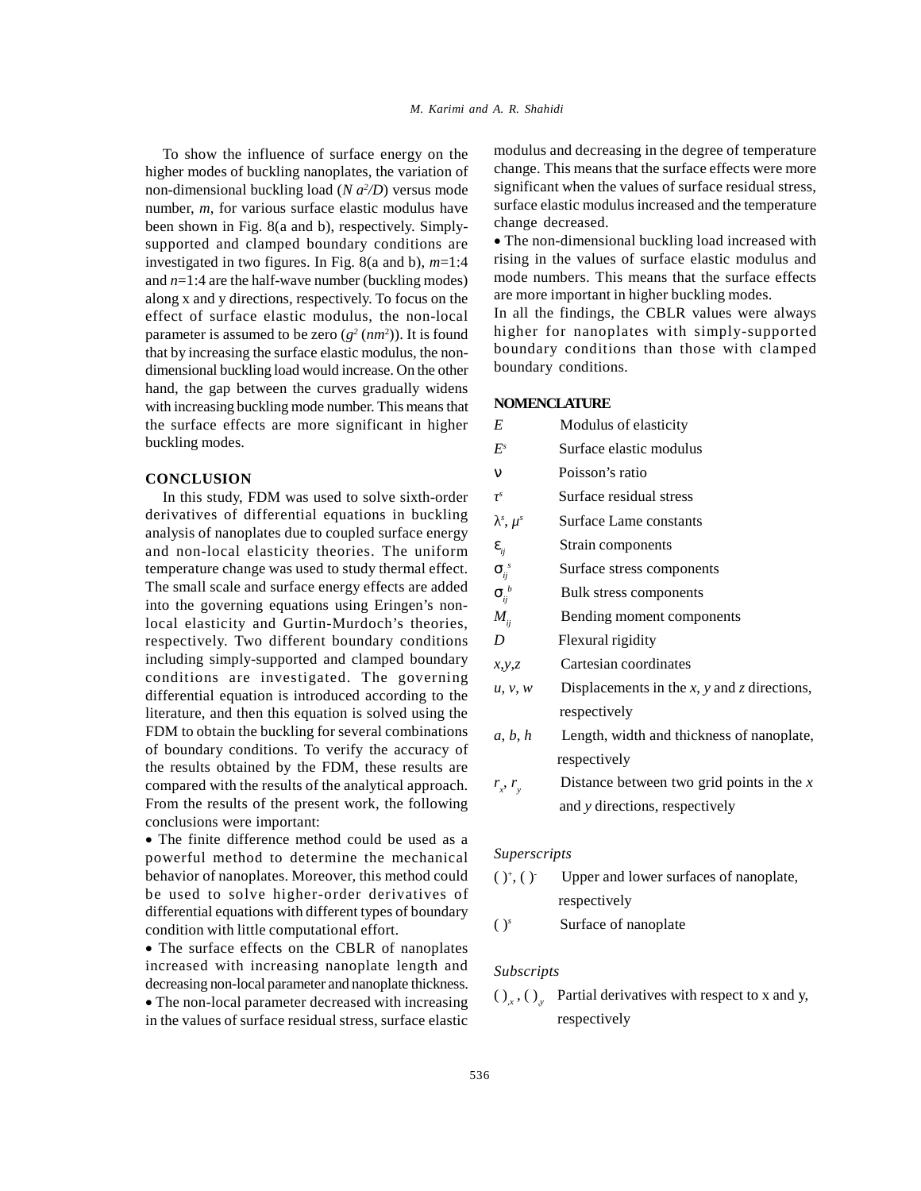To show the influence of surface energy on the higher modes of buckling nanoplates, the variation of non-dimensional buckling load ($N a^2/D$) versus mode number, $m$, for various surface elastic modulus have been shown in Fig. 8(a and b), respectively. Simply-supported and clamped boundary conditions are investigated in two figures. In Fig. 8(a and b), $m$=1:4 and $n$=1:4 are the half-wave number (buckling modes) along x and y directions, respectively. To focus on the effect of surface elastic modulus, the non-local parameter is assumed to be zero ($g^2$ ($nm^2$)). It is found that by increasing the surface elastic modulus, the non-dimensional buckling load would increase. On the other hand, the gap between the curves gradually widens with increasing buckling mode number. This means that the surface effects are more significant in higher buckling modes.

## CONCLUSION

In this study, FDM was used to solve sixth-order derivatives of differential equations in buckling analysis of nanoplates due to coupled surface energy and non-local elasticity theories. The uniform temperature change was used to study thermal effect. The small scale and surface energy effects are added into the governing equations using Eringen's non-local elasticity and Gurtin-Murdoch's theories, respectively. Two different boundary conditions including simply-supported and clamped boundary conditions are investigated. The governing differential equation is introduced according to the literature, and then this equation is solved using the FDM to obtain the buckling for several combinations of boundary conditions. To verify the accuracy of the results obtained by the FDM, these results are compared with the results of the analytical approach. From the results of the present work, the following conclusions were important:

- The finite difference method could be used as a powerful method to determine the mechanical behavior of nanoplates. Moreover, this method could be used to solve higher-order derivatives of differential equations with different types of boundary condition with little computational effort.
- The surface effects on the CBLR of nanoplates increased with increasing nanoplate length and decreasing non-local parameter and nanoplate thickness.
- The non-local parameter decreased with increasing in the values of surface residual stress, surface elastic modulus and decreasing in the degree of temperature change. This means that the surface effects were more significant when the values of surface residual stress, surface elastic modulus increased and the temperature change decreased.
- The non-dimensional buckling load increased with rising in the values of surface elastic modulus and mode numbers. This means that the surface effects are more important in higher buckling modes.

In all the findings, the CBLR values were always higher for nanoplates with simply-supported boundary conditions than those with clamped boundary conditions.

## NOMENCLATURE

| | |
|---|---|
| $E$ | Modulus of elasticity |
| $E^s$ | Surface elastic modulus |
| $\nu$ | Poisson's ratio |
| $\tau^s$ | Surface residual stress |
| $\lambda^s$, $\mu^s$ | Surface Lame constants |
| $\varepsilon_{ij}$ | Strain components |
| $\sigma_{ij}^{\ s}$ | Surface stress components |
| $\sigma_{ij}^{\ b}$ | Bulk stress components |
| $M_{ij}$ | Bending moment components |
| $D$ | Flexural rigidity |
| $x,y,z$ | Cartesian coordinates |
| $u$, $v$, $w$ | Displacements in the $x$, $y$ and $z$ directions, respectively |
| $a$, $b$, $h$ | Length, width and thickness of nanoplate, respectively |
| $r_x$, $r_y$ | Distance between two grid points in the $x$ and $y$ directions, respectively |

### *Superscripts*

| | |
|---|---|
| $(\ )^+$, $(\ )^-$ | Upper and lower surfaces of nanoplate, respectively |
| $(\ )^s$ | Surface of nanoplate |

### *Subscripts*

| | |
|---|---|
| $(\ )_{,x}$, $(\ )_{,y}$ | Partial derivatives with respect to x and y, respectively |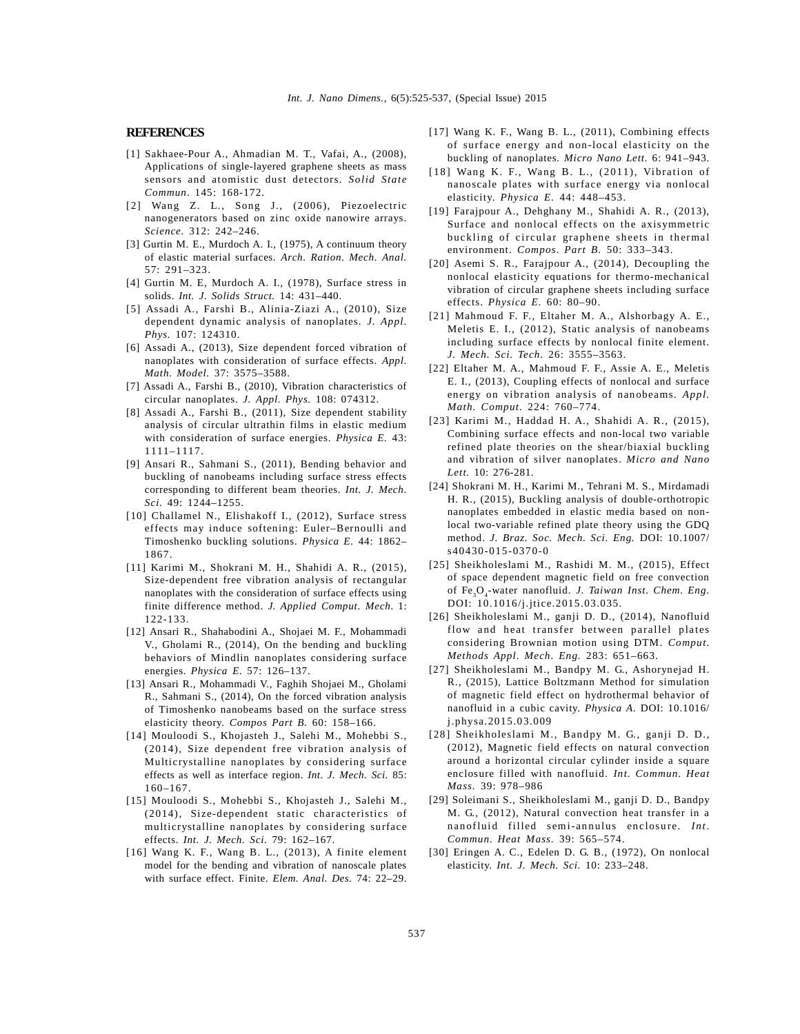## REFERENCES

[1] Sakhaee-Pour A., Ahmadian M. T., Vafai, A., (2008), Applications of single-layered graphene sheets as mass sensors and atomistic dust detectors. *Solid State Commun*. 145: 168-172.

[2] Wang Z. L., Song J., (2006), Piezoelectric nanogenerators based on zinc oxide nanowire arrays. *Science*. 312: 242–246.

[3] Gurtin M. E., Murdoch A. I., (1975), A continuum theory of elastic material surfaces. *Arch. Ration. Mech. Anal.* 57: 291–323.

[4] Gurtin M. E, Murdoch A. I., (1978), Surface stress in solids. *Int. J. Solids Struct.* 14: 431–440.

[5] Assadi A., Farshi B., Alinia-Ziazi A., (2010), Size dependent dynamic analysis of nanoplates. *J. Appl. Phys.* 107: 124310.

[6] Assadi A., (2013), Size dependent forced vibration of nanoplates with consideration of surface effects. *Appl. Math. Model.* 37: 3575–3588.

[7] Assadi A., Farshi B., (2010), Vibration characteristics of circular nanoplates. *J. Appl. Phys.* 108: 074312.

[8] Assadi A., Farshi B., (2011), Size dependent stability analysis of circular ultrathin films in elastic medium with consideration of surface energies. *Physica E*. 43: 1111–1117.

[9] Ansari R., Sahmani S., (2011), Bending behavior and buckling of nanobeams including surface stress effects corresponding to different beam theories. *Int. J. Mech. Sci.* 49: 1244–1255.

[10] Challamel N., Elishakoff I., (2012), Surface stress effects may induce softening: Euler–Bernoulli and Timoshenko buckling solutions. *Physica E*. 44: 1862–1867.

[11] Karimi M., Shokrani M. H., Shahidi A. R., (2015), Size-dependent free vibration analysis of rectangular nanoplates with the consideration of surface effects using finite difference method. *J. Applied Comput. Mech.* 1: 122-133.

[12] Ansari R., Shahabodini A., Shojaei M. F., Mohammadi V., Gholami R., (2014), On the bending and buckling behaviors of Mindlin nanoplates considering surface energies. *Physica E.* 57: 126–137.

[13] Ansari R., Mohammadi V., Faghih Shojaei M., Gholami R., Sahmani S., (2014), On the forced vibration analysis of Timoshenko nanobeams based on the surface stress elasticity theory. *Compos Part B.* 60: 158–166.

[14] Mouloodi S., Khojasteh J., Salehi M., Mohebbi S., (2014), Size dependent free vibration analysis of Multicrystalline nanoplates by considering surface effects as well as interface region. *Int. J. Mech. Sci.* 85: 160–167.

[15] Mouloodi S., Mohebbi S., Khojasteh J., Salehi M., (2014), Size-dependent static characteristics of multicrystalline nanoplates by considering surface effects. *Int. J. Mech. Sci.* 79: 162–167.

[16] Wang K. F., Wang B. L., (2013), A finite element model for the bending and vibration of nanoscale plates with surface effect. Finite. *Elem. Anal. Des.* 74: 22–29.

[17] Wang K. F., Wang B. L., (2011), Combining effects of surface energy and non-local elasticity on the buckling of nanoplates. *Micro Nano Lett.* 6: 941–943.

[18] Wang K. F., Wang B. L., (2011), Vibration of nanoscale plates with surface energy via nonlocal elasticity. *Physica E.* 44: 448–453.

[19] Farajpour A., Dehghany M., Shahidi A. R., (2013), Surface and nonlocal effects on the axisymmetric buckling of circular graphene sheets in thermal environment. *Compos. Part B.* 50: 333–343.

[20] Asemi S. R., Farajpour A., (2014), Decoupling the nonlocal elasticity equations for thermo-mechanical vibration of circular graphene sheets including surface effects. *Physica E.* 60: 80–90.

[21] Mahmoud F. F., Eltaher M. A., Alshorbagy A. E., Meletis E. I., (2012), Static analysis of nanobeams including surface effects by nonlocal finite element. *J. Mech. Sci. Tech.* 26: 3555–3563.

[22] Eltaher M. A., Mahmoud F. F., Assie A. E., Meletis E. I., (2013), Coupling effects of nonlocal and surface energy on vibration analysis of nanobeams. *Appl. Math. Comput.* 224: 760–774.

[23] Karimi M., Haddad H. A., Shahidi A. R., (2015), Combining surface effects and non-local two variable refined plate theories on the shear/biaxial buckling and vibration of silver nanoplates. *Micro and Nano Lett.* 10: 276-281.

[24] Shokrani M. H., Karimi M., Tehrani M. S., Mirdamadi H. R., (2015), Buckling analysis of double-orthotropic nanoplates embedded in elastic media based on non-local two-variable refined plate theory using the GDQ method. *J. Braz. Soc. Mech. Sci. Eng.* DOI: 10.1007/s40430-015-0370-0

[25] Sheikholeslami M., Rashidi M. M., (2015), Effect of space dependent magnetic field on free convection of $Fe_3O_4$-water nanofluid. *J. Taiwan Inst. Chem. Eng.* DOI: 10.1016/j.jtice.2015.03.035.

[26] Sheikholeslami M., ganji D. D., (2014), Nanofluid flow and heat transfer between parallel plates considering Brownian motion using DTM. *Comput. Methods Appl. Mech. Eng.* 283: 651–663.

[27] Sheikholeslami M., Bandpy M. G., Ashorynejad H. R., (2015), Lattice Boltzmann Method for simulation of magnetic field effect on hydrothermal behavior of nanofluid in a cubic cavity. *Physica A.* DOI: 10.1016/j.physa.2015.03.009

[28] Sheikholeslami M., Bandpy M. G., ganji D. D., (2012), Magnetic field effects on natural convection around a horizontal circular cylinder inside a square enclosure filled with nanofluid. *Int. Commun. Heat Mass.* 39: 978–986

[29] Soleimani S., Sheikholeslami M., ganji D. D., Bandpy M. G., (2012), Natural convection heat transfer in a nanofluid filled semi-annulus enclosure. *Int. Commun. Heat Mass.* 39: 565–574.

[30] Eringen A. C., Edelen D. G. B., (1972), On nonlocal elasticity. *Int. J. Mech. Sci.* 10: 233–248.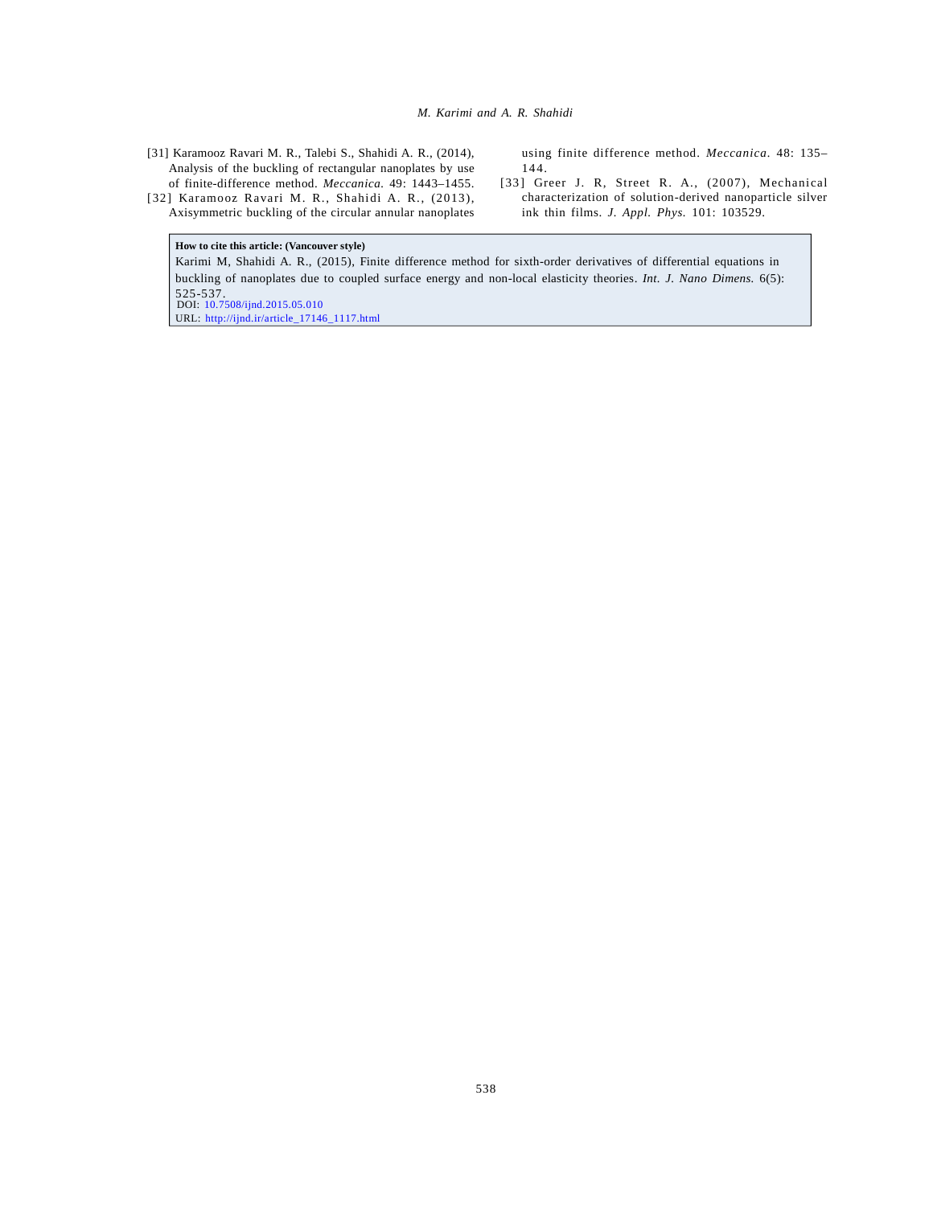[31] Karamooz Ravari M. R., Talebi S., Shahidi A. R., (2014), Analysis of the buckling of rectangular nanoplates by use of finite-difference method. *Meccanica.* 49: 1443–1455.

[32] Karamooz Ravari M. R., Shahidi A. R., (2013), Axisymmetric buckling of the circular annular nanoplates using finite difference method. *Meccanica.* 48: 135–144.

[33] Greer J. R, Street R. A., (2007), Mechanical characterization of solution-derived nanoparticle silver ink thin films. *J. Appl. Phys.* 101: 103529.

**How to cite this article: (Vancouver style)**

Karimi M, Shahidi A. R., (2015), Finite difference method for sixth-order derivatives of differential equations in buckling of nanoplates due to coupled surface energy and non-local elasticity theories. *Int. J. Nano Dimens.* 6(5): 525-537.

DOI: 10.7508/ijnd.2015.05.010

URL: http://ijnd.ir/article_17146_1117.html